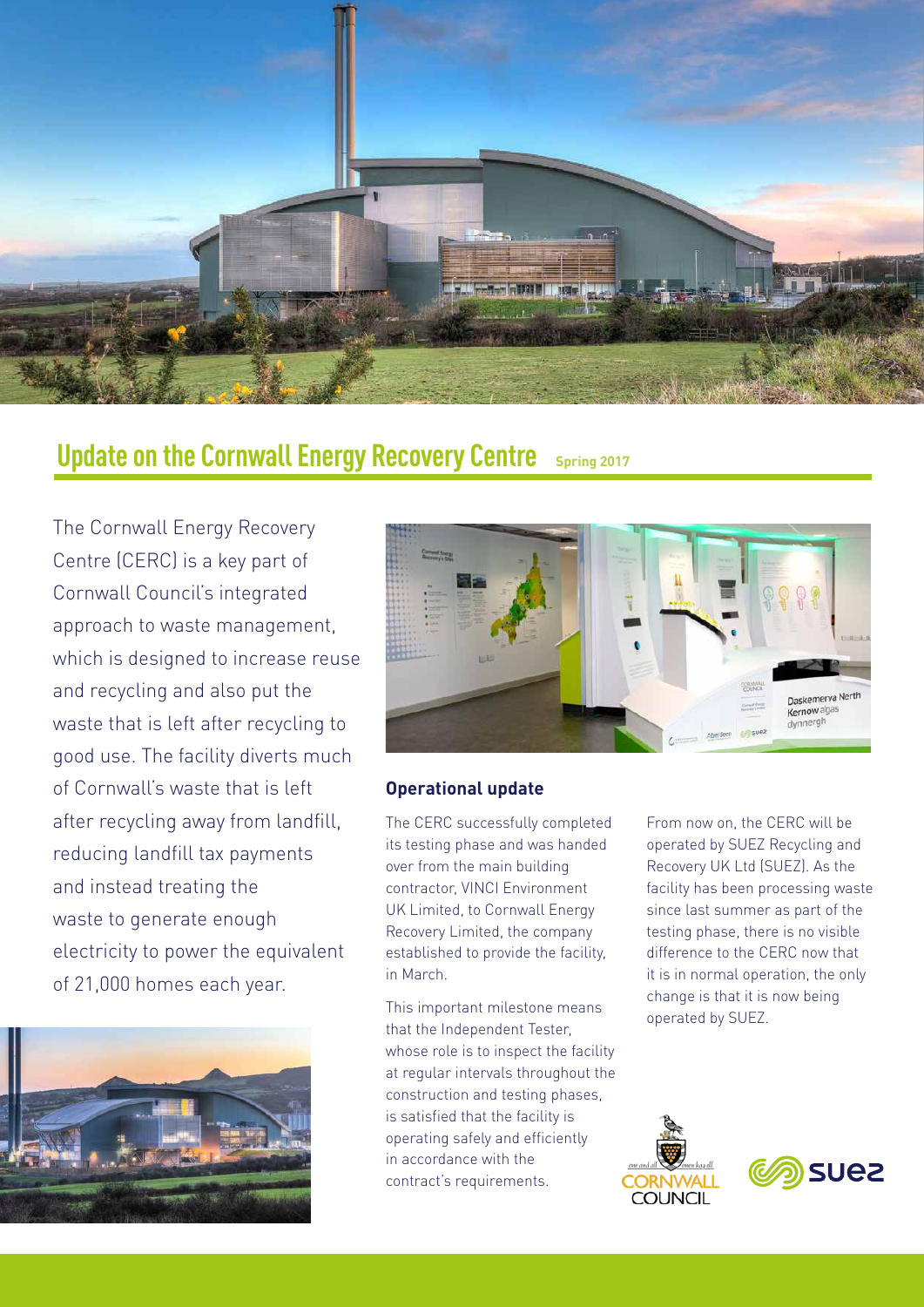# Update on the Cornwall Energy Recovery Centre

**Spring 2017**

The Cornwall Energy Recovery Centre (CERC) is a key part of Cornwall Council's integrated approach to waste management, which is designed to increase reuse and recycling and also put the waste that is left after recycling to good use. The facility diverts much of Cornwall's waste that is left after recycling away from landfill, reducing landfill tax payments and instead treating the waste to generate enough electricity to power the equivalent of 21,000 homes each year.

## Operational update

The CERC successfully completed its testing phase and was handed over from the main building contractor, VINCI Environment UK Limited, to Cornwall Energy Recovery Limited, the company established to provide the facility, in March.

This important milestone means that the Independent Tester, whose role is to inspect the facility at regular intervals throughout the construction and testing phases, is satisfied that the facility is operating safely and efficiently in accordance with the contract's requirements.

From now on, the CERC will be operated by SUEZ Recycling and Recovery UK Ltd (SUEZ). As the facility has been processing waste since last summer as part of the testing phase, there is no visible difference to the CERC now that it is in normal operation, the only change is that it is now being operated by SUEZ.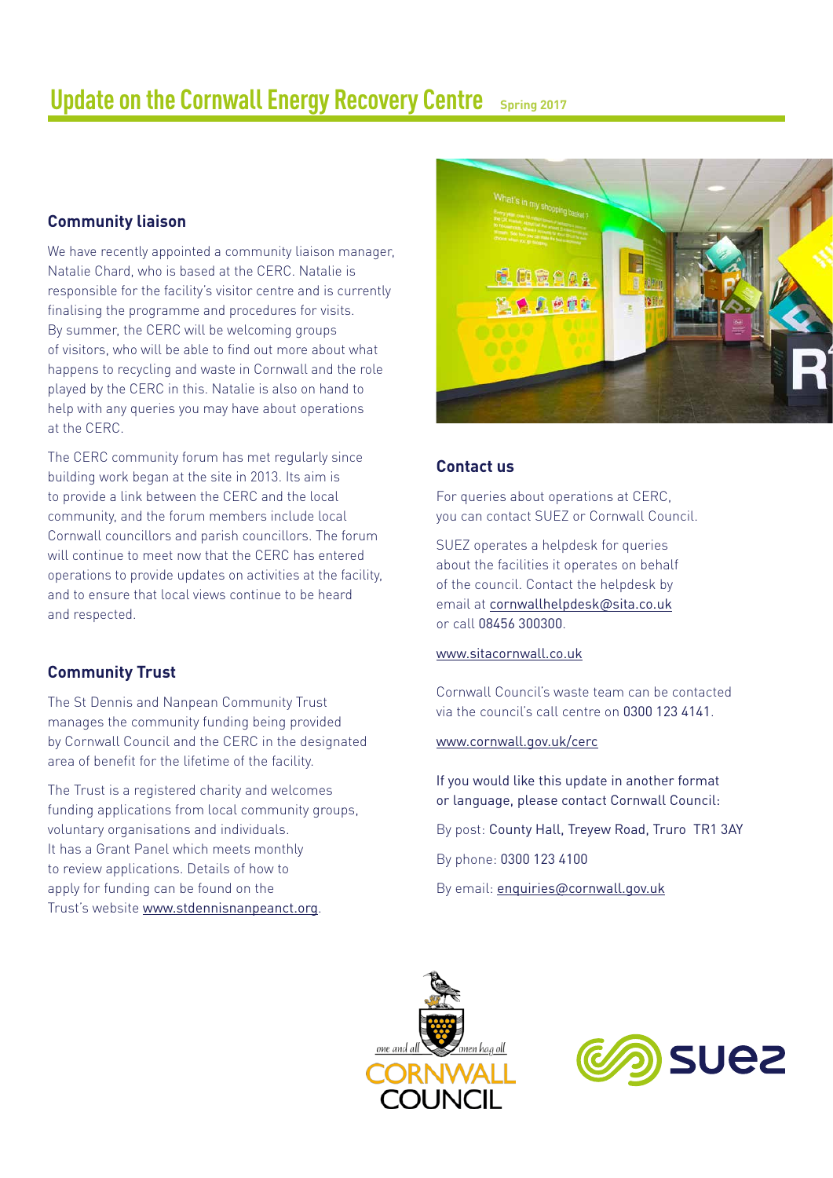# Update on the Cornwall Energy Recovery Centre

Spring 2017

## Community liaison

We have recently appointed a community liaison manager, Natalie Chard, who is based at the CERC. Natalie is responsible for the facility's visitor centre and is currently finalising the programme and procedures for visits. By summer, the CERC will be welcoming groups of visitors, who will be able to find out more about what happens to recycling and waste in Cornwall and the role played by the CERC in this. Natalie is also on hand to help with any queries you may have about operations at the CERC.

The CERC community forum has met regularly since building work began at the site in 2013. Its aim is to provide a link between the CERC and the local community, and the forum members include local Cornwall councillors and parish councillors. The forum will continue to meet now that the CERC has entered operations to provide updates on activities at the facility, and to ensure that local views continue to be heard and respected.

## Community Trust

The St Dennis and Nanpean Community Trust manages the community funding being provided by Cornwall Council and the CERC in the designated area of benefit for the lifetime of the facility.

The Trust is a registered charity and welcomes funding applications from local community groups, voluntary organisations and individuals. It has a Grant Panel which meets monthly to review applications. Details of how to apply for funding can be found on the Trust's website www.stdennisnanpeanct.org.

## Contact us

For queries about operations at CERC, you can contact SUEZ or Cornwall Council.

SUEZ operates a helpdesk for queries about the facilities it operates on behalf of the council. Contact the helpdesk by email at cornwallhelpdesk@sita.co.uk or call 08456 300300.

www.sitacornwall.co.uk

Cornwall Council's waste team can be contacted via the council's call centre on 0300 123 4141.

www.cornwall.gov.uk/cerc

If you would like this update in another format or language, please contact Cornwall Council:

By post: County Hall, Treyew Road, Truro TR1 3AY

By phone: 0300 123 4100

By email: enquiries@cornwall.gov.uk

one and all — onen hag oll

CORNWALL COUNCIL

suez